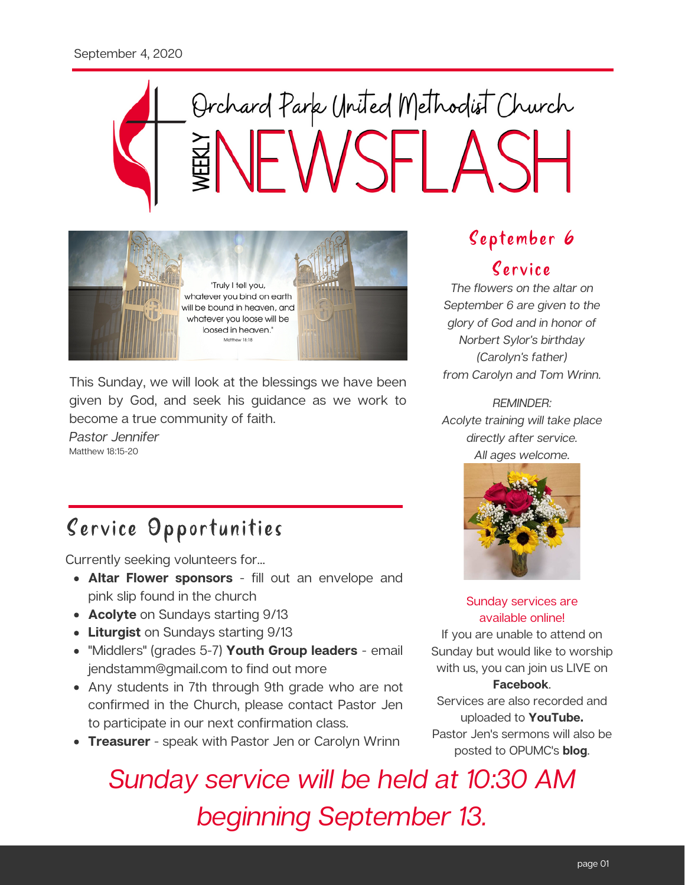September 4, 2020

# Orchard Park United Methodist Church

# WEEKLY NEWSFLASH

"Truly I tell you, whatever you bind on earth will be bound in heaven, and whatever you loose will be loosed in heaven."
Matthew 18:18

This Sunday, we will look at the blessings we have been given by God, and seek his guidance as we work to become a true community of faith.

*Pastor Jennifer*

Matthew 18:15-20

## Service Opportunities

Currently seeking volunteers for...

- **Altar Flower sponsors** - fill out an envelope and pink slip found in the church
- **Acolyte** on Sundays starting 9/13
- **Liturgist** on Sundays starting 9/13
- "Middlers" (grades 5-7) **Youth Group leaders** - email jendstamm@gmail.com to find out more
- Any students in 7th through 9th grade who are not confirmed in the Church, please contact Pastor Jen to participate in our next confirmation class.
- **Treasurer** - speak with Pastor Jen or Carolyn Wrinn

## September 6 Service

*The flowers on the altar on September 6 are given to the glory of God and in honor of Norbert Sylor's birthday (Carolyn's father) from Carolyn and Tom Wrinn.*

*REMINDER: Acolyte training will take place directly after service. All ages welcome.*

Sunday services are available online!

If you are unable to attend on Sunday but would like to worship with us, you can join us LIVE on **Facebook**.

Services are also recorded and uploaded to **YouTube.**

Pastor Jen's sermons will also be posted to OPUMC's **blog**.

*Sunday service will be held at 10:30 AM beginning September 13.*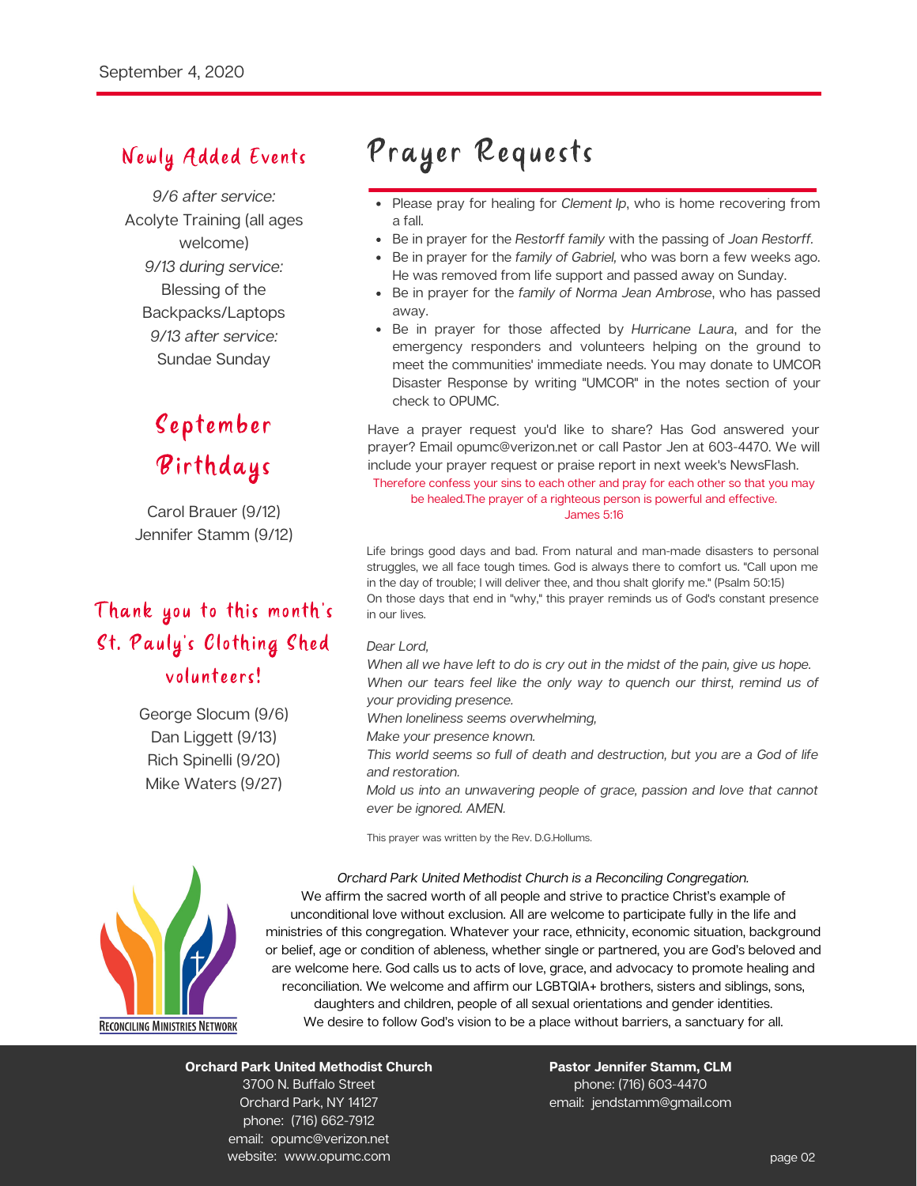September 4, 2020

## Newly Added Events

*9/6 after service:*
Acolyte Training (all ages welcome)
*9/13 during service:*
Blessing of the Backpacks/Laptops
*9/13 after service:*
Sundae Sunday

## September Birthdays

Carol Brauer (9/12)
Jennifer Stamm (9/12)

## Thank you to this month's St. Pauly's Clothing Shed volunteers!

George Slocum (9/6)
Dan Liggett (9/13)
Rich Spinelli (9/20)
Mike Waters (9/27)

# Prayer Requests

- Please pray for healing for *Clement Ip*, who is home recovering from a fall.
- Be in prayer for the *Restorff family* with the passing of *Joan Restorff.*
- Be in prayer for the *family of Gabriel,* who was born a few weeks ago. He was removed from life support and passed away on Sunday.
- Be in prayer for the *family of Norma Jean Ambrose*, who has passed away.
- Be in prayer for those affected by *Hurricane Laura*, and for the emergency responders and volunteers helping on the ground to meet the communities' immediate needs. You may donate to UMCOR Disaster Response by writing "UMCOR" in the notes section of your check to OPUMC.

Have a prayer request you'd like to share? Has God answered your prayer? Email opumc@verizon.net or call Pastor Jen at 603-4470. We will include your prayer request or praise report in next week's NewsFlash.

Therefore confess your sins to each other and pray for each other so that you may be healed.The prayer of a righteous person is powerful and effective.
James 5:16

Life brings good days and bad. From natural and man-made disasters to personal struggles, we all face tough times. God is always there to comfort us. "Call upon me in the day of trouble; I will deliver thee, and thou shalt glorify me." (Psalm 50:15)
On those days that end in "why," this prayer reminds us of God's constant presence in our lives.

*Dear Lord,*
*When all we have left to do is cry out in the midst of the pain, give us hope.*
*When our tears feel like the only way to quench our thirst, remind us of your providing presence.*
*When loneliness seems overwhelming,*
*Make your presence known.*
*This world seems so full of death and destruction, but you are a God of life and restoration.*
*Mold us into an unwavering people of grace, passion and love that cannot ever be ignored. AMEN.*

This prayer was written by the Rev. D.G.Hollums.

Reconciling Ministries Network

*Orchard Park United Methodist Church is a Reconciling Congregation.*
We affirm the sacred worth of all people and strive to practice Christ's example of unconditional love without exclusion. All are welcome to participate fully in the life and ministries of this congregation. Whatever your race, ethnicity, economic situation, background or belief, age or condition of ableness, whether single or partnered, you are God's beloved and are welcome here. God calls us to acts of love, grace, and advocacy to promote healing and reconciliation. We welcome and affirm our LGBTQIA+ brothers, sisters and siblings, sons, daughters and children, people of all sexual orientations and gender identities. We desire to follow God's vision to be a place without barriers, a sanctuary for all.

**Orchard Park United Methodist Church**
3700 N. Buffalo Street
Orchard Park, NY 14127
phone: (716) 662-7912
email: opumc@verizon.net
website: www.opumc.com

**Pastor Jennifer Stamm, CLM**
phone: (716) 603-4470
email: jendstamm@gmail.com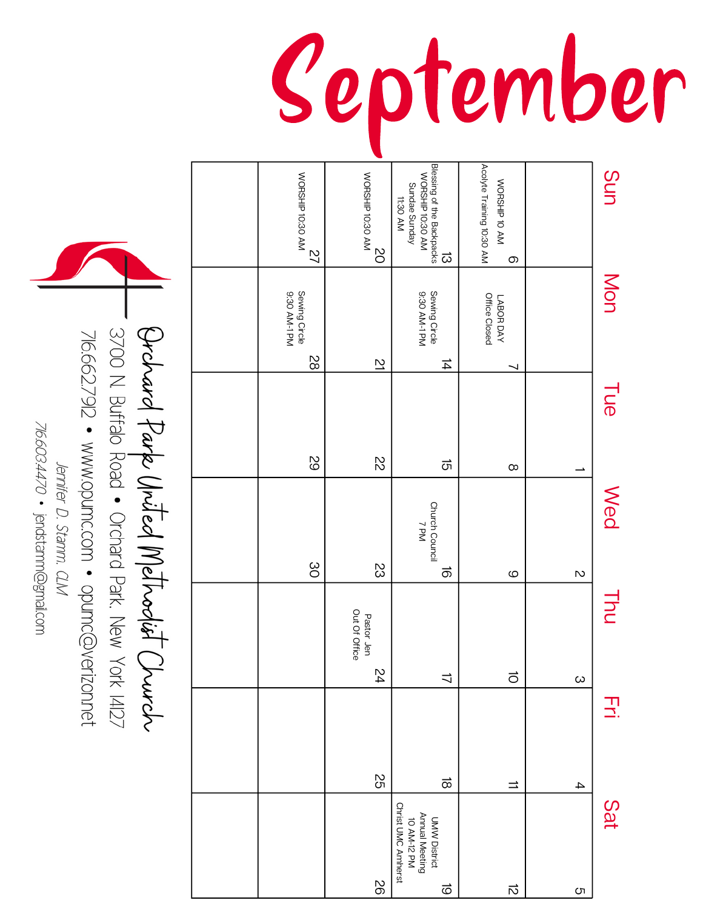# September

| Sun | Mon | Tue | Wed | Thu | Fri | Sat |
|---|---|---|---|---|---|---|
| | | 1 | 2 | 3 | 4 | 5 |
| 6 WORSHIP 10 AM Acolyte Training 10:30 AM | 7 LABOR DAY Office Closed | 8 | 9 | 10 | 11 | 12 |
| 13 Blessing of the Backpacks WORSHIP 10:30 AM Sundae Sunday 11:30 AM | 14 Sewing Circle 9:30 AM-1 PM | 15 | 16 Church Council 7 PM | 17 | 18 | 19 UMW District Annual Meeting 10 AM-12 PM Christ UMC Amherst |
| 20 WORSHIP 10:30 AM | 21 | 22 | 23 | 24 Pastor Jen Out Of Office | 25 | 26 |
| 27 WORSHIP 10:30 AM | 28 Sewing Circle 9:30 AM-1 PM | 29 | 30 | | | |
| | | | | | | |

Orchard Park United Methodist Church

3700 N. Buffalo Road • Orchard Park, New York 14127

716.662.7912 • www.opumc.com • opumc@verizon.net

*Jennifer D. Stamm, CLM*

716.603.4470 • jendstamm@gmail.com